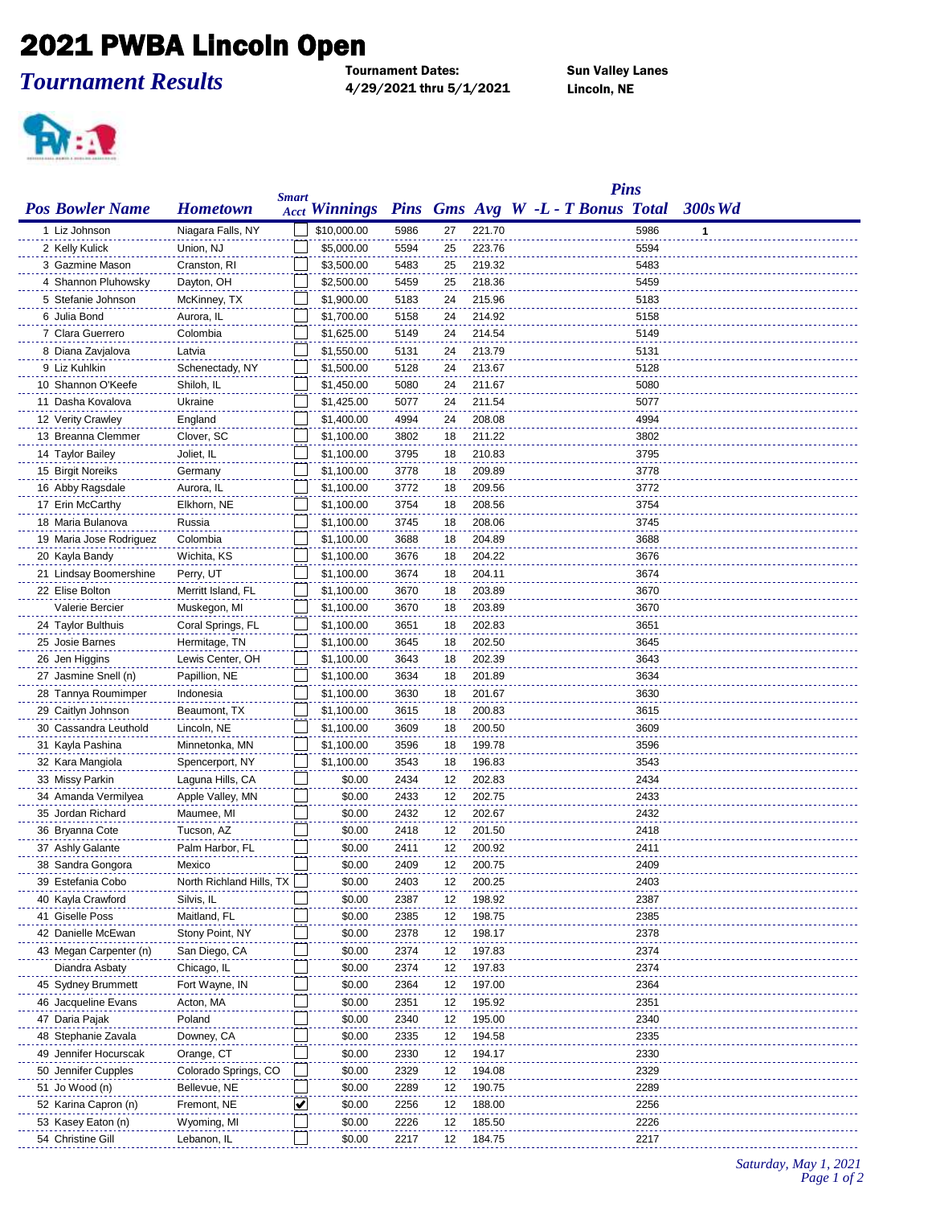# 2021 PWBA Lincoln Open

*Tournament Results*

**Tournament Dates:**
**4/29/2021 thru 5/1/2021**

**Sun Valley Lanes**
**Lincoln, NE**

| Pos | Bowler Name | Hometown | Smart Acct | Winnings | Pins | Gms | Avg | W -L - T | Bonus | Pins Total | 300s | Wd |
|---|---|---|---|---|---|---|---|---|---|---|---|---|
| 1 | Liz Johnson | Niagara Falls, NY | ☐ | $10,000.00 | 5986 | 27 | 221.70 | | | 5986 | 1 | |
| 2 | Kelly Kulick | Union, NJ | ☐ | $5,000.00 | 5594 | 25 | 223.76 | | | 5594 | | |
| 3 | Gazmine Mason | Cranston, RI | ☐ | $3,500.00 | 5483 | 25 | 219.32 | | | 5483 | | |
| 4 | Shannon Pluhowsky | Dayton, OH | ☐ | $2,500.00 | 5459 | 25 | 218.36 | | | 5459 | | |
| 5 | Stefanie Johnson | McKinney, TX | ☐ | $1,900.00 | 5183 | 24 | 215.96 | | | 5183 | | |
| 6 | Julia Bond | Aurora, IL | ☐ | $1,700.00 | 5158 | 24 | 214.92 | | | 5158 | | |
| 7 | Clara Guerrero | Colombia | ☐ | $1,625.00 | 5149 | 24 | 214.54 | | | 5149 | | |
| 8 | Diana Zavjalova | Latvia | ☐ | $1,550.00 | 5131 | 24 | 213.79 | | | 5131 | | |
| 9 | Liz Kuhlkin | Schenectady, NY | ☐ | $1,500.00 | 5128 | 24 | 213.67 | | | 5128 | | |
| 10 | Shannon O'Keefe | Shiloh, IL | ☐ | $1,450.00 | 5080 | 24 | 211.67 | | | 5080 | | |
| 11 | Dasha Kovalova | Ukraine | ☐ | $1,425.00 | 5077 | 24 | 211.54 | | | 5077 | | |
| 12 | Verity Crawley | England | ☐ | $1,400.00 | 4994 | 24 | 208.08 | | | 4994 | | |
| 13 | Breanna Clemmer | Clover, SC | ☐ | $1,100.00 | 3802 | 18 | 211.22 | | | 3802 | | |
| 14 | Taylor Bailey | Joliet, IL | ☐ | $1,100.00 | 3795 | 18 | 210.83 | | | 3795 | | |
| 15 | Birgit Noreiks | Germany | ☐ | $1,100.00 | 3778 | 18 | 209.89 | | | 3778 | | |
| 16 | Abby Ragsdale | Aurora, IL | ☐ | $1,100.00 | 3772 | 18 | 209.56 | | | 3772 | | |
| 17 | Erin McCarthy | Elkhorn, NE | ☐ | $1,100.00 | 3754 | 18 | 208.56 | | | 3754 | | |
| 18 | Maria Bulanova | Russia | ☐ | $1,100.00 | 3745 | 18 | 208.06 | | | 3745 | | |
| 19 | Maria Jose Rodriguez | Colombia | ☐ | $1,100.00 | 3688 | 18 | 204.89 | | | 3688 | | |
| 20 | Kayla Bandy | Wichita, KS | ☐ | $1,100.00 | 3676 | 18 | 204.22 | | | 3676 | | |
| 21 | Lindsay Boomershine | Perry, UT | ☐ | $1,100.00 | 3674 | 18 | 204.11 | | | 3674 | | |
| 22 | Elise Bolton | Merritt Island, FL | ☐ | $1,100.00 | 3670 | 18 | 203.89 | | | 3670 | | |
| | Valerie Bercier | Muskegon, MI | ☐ | $1,100.00 | 3670 | 18 | 203.89 | | | 3670 | | |
| 24 | Taylor Bulthuis | Coral Springs, FL | ☐ | $1,100.00 | 3651 | 18 | 202.83 | | | 3651 | | |
| 25 | Josie Barnes | Hermitage, TN | ☐ | $1,100.00 | 3645 | 18 | 202.50 | | | 3645 | | |
| 26 | Jen Higgins | Lewis Center, OH | ☐ | $1,100.00 | 3643 | 18 | 202.39 | | | 3643 | | |
| 27 | Jasmine Snell (n) | Papillion, NE | ☐ | $1,100.00 | 3634 | 18 | 201.89 | | | 3634 | | |
| 28 | Tannya Roumimper | Indonesia | ☐ | $1,100.00 | 3630 | 18 | 201.67 | | | 3630 | | |
| 29 | Caitlyn Johnson | Beaumont, TX | ☐ | $1,100.00 | 3615 | 18 | 200.83 | | | 3615 | | |
| 30 | Cassandra Leuthold | Lincoln, NE | ☐ | $1,100.00 | 3609 | 18 | 200.50 | | | 3609 | | |
| 31 | Kayla Pashina | Minnetonka, MN | ☐ | $1,100.00 | 3596 | 18 | 199.78 | | | 3596 | | |
| 32 | Kara Mangiola | Spencerport, NY | ☐ | $1,100.00 | 3543 | 18 | 196.83 | | | 3543 | | |
| 33 | Missy Parkin | Laguna Hills, CA | ☐ | $0.00 | 2434 | 12 | 202.83 | | | 2434 | | |
| 34 | Amanda Vermilyea | Apple Valley, MN | ☐ | $0.00 | 2433 | 12 | 202.75 | | | 2433 | | |
| 35 | Jordan Richard | Maumee, MI | ☐ | $0.00 | 2432 | 12 | 202.67 | | | 2432 | | |
| 36 | Bryanna Cote | Tucson, AZ | ☐ | $0.00 | 2418 | 12 | 201.50 | | | 2418 | | |
| 37 | Ashly Galante | Palm Harbor, FL | ☐ | $0.00 | 2411 | 12 | 200.92 | | | 2411 | | |
| 38 | Sandra Gongora | Mexico | ☐ | $0.00 | 2409 | 12 | 200.75 | | | 2409 | | |
| 39 | Estefania Cobo | North Richland Hills, TX | ☐ | $0.00 | 2403 | 12 | 200.25 | | | 2403 | | |
| 40 | Kayla Crawford | Silvis, IL | ☐ | $0.00 | 2387 | 12 | 198.92 | | | 2387 | | |
| 41 | Giselle Poss | Maitland, FL | ☐ | $0.00 | 2385 | 12 | 198.75 | | | 2385 | | |
| 42 | Danielle McEwan | Stony Point, NY | ☐ | $0.00 | 2378 | 12 | 198.17 | | | 2378 | | |
| 43 | Megan Carpenter (n) | San Diego, CA | ☐ | $0.00 | 2374 | 12 | 197.83 | | | 2374 | | |
| | Diandra Asbaty | Chicago, IL | ☐ | $0.00 | 2374 | 12 | 197.83 | | | 2374 | | |
| 45 | Sydney Brummett | Fort Wayne, IN | ☐ | $0.00 | 2364 | 12 | 197.00 | | | 2364 | | |
| 46 | Jacqueline Evans | Acton, MA | ☐ | $0.00 | 2351 | 12 | 195.92 | | | 2351 | | |
| 47 | Daria Pajak | Poland | ☐ | $0.00 | 2340 | 12 | 195.00 | | | 2340 | | |
| 48 | Stephanie Zavala | Downey, CA | ☐ | $0.00 | 2335 | 12 | 194.58 | | | 2335 | | |
| 49 | Jennifer Hocurscak | Orange, CT | ☐ | $0.00 | 2330 | 12 | 194.17 | | | 2330 | | |
| 50 | Jennifer Cupples | Colorado Springs, CO | ☐ | $0.00 | 2329 | 12 | 194.08 | | | 2329 | | |
| 51 | Jo Wood (n) | Bellevue, NE | ☐ | $0.00 | 2289 | 12 | 190.75 | | | 2289 | | |
| 52 | Karina Capron (n) | Fremont, NE | ☑ | $0.00 | 2256 | 12 | 188.00 | | | 2256 | | |
| 53 | Kasey Eaton (n) | Wyoming, MI | ☐ | $0.00 | 2226 | 12 | 185.50 | | | 2226 | | |
| 54 | Christine Gill | Lebanon, IL | ☐ | $0.00 | 2217 | 12 | 184.75 | | | 2217 | | |

*Saturday, May 1, 2021*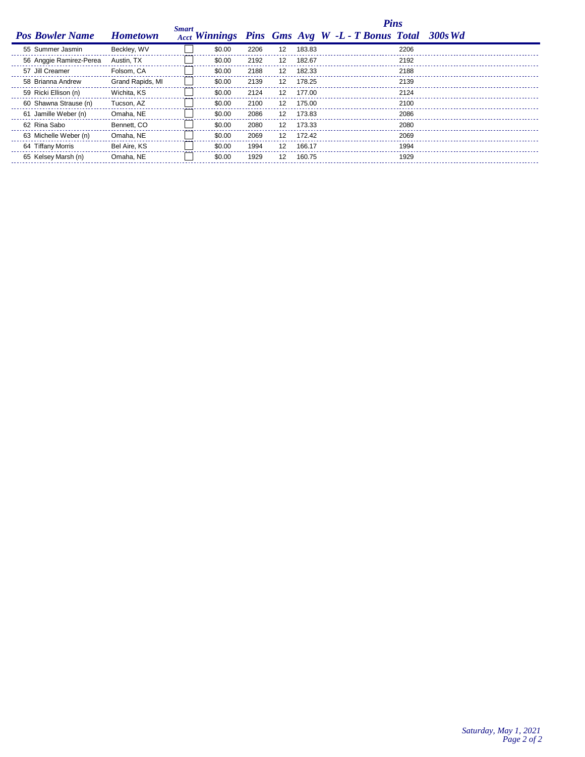| Pos | Bowler Name | Hometown | Smart Acct | Winnings | Pins | Gms | Avg | W -L - T | Bonus | Pins Total | 300s | Wd |
|---|---|---|---|---|---|---|---|---|---|---|---|---|
| 55 | Summer Jasmin | Beckley, WV | | $0.00 | 2206 | 12 | 183.83 | | | 2206 | | |
| 56 | Anggie Ramirez-Perea | Austin, TX | | $0.00 | 2192 | 12 | 182.67 | | | 2192 | | |
| 57 | Jill Creamer | Folsom, CA | | $0.00 | 2188 | 12 | 182.33 | | | 2188 | | |
| 58 | Brianna Andrew | Grand Rapids, MI | | $0.00 | 2139 | 12 | 178.25 | | | 2139 | | |
| 59 | Ricki Ellison (n) | Wichita, KS | | $0.00 | 2124 | 12 | 177.00 | | | 2124 | | |
| 60 | Shawna Strause (n) | Tucson, AZ | | $0.00 | 2100 | 12 | 175.00 | | | 2100 | | |
| 61 | Jamille Weber (n) | Omaha, NE | | $0.00 | 2086 | 12 | 173.83 | | | 2086 | | |
| 62 | Rina Sabo | Bennett, CO | | $0.00 | 2080 | 12 | 173.33 | | | 2080 | | |
| 63 | Michelle Weber (n) | Omaha, NE | | $0.00 | 2069 | 12 | 172.42 | | | 2069 | | |
| 64 | Tiffany Morris | Bel Aire, KS | | $0.00 | 1994 | 12 | 166.17 | | | 1994 | | |
| 65 | Kelsey Marsh (n) | Omaha, NE | | $0.00 | 1929 | 12 | 160.75 | | | 1929 | | |

*Saturday, May 1, 2021*